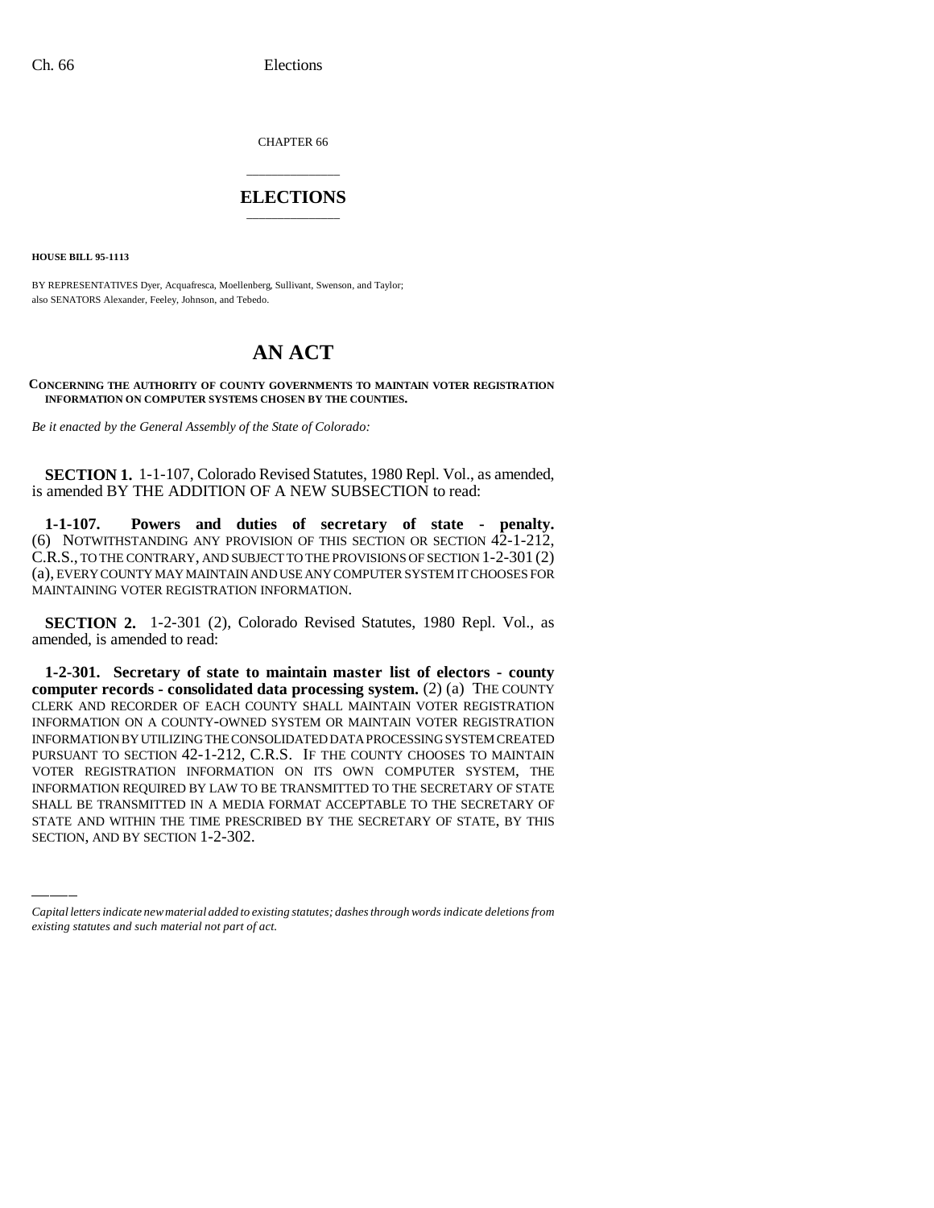CHAPTER 66

## ELECTIONS

**HOUSE BILL 95-1113**

BY REPRESENTATIVES Dyer, Acquafresca, Moellenberg, Sullivant, Swenson, and Taylor;
also SENATORS Alexander, Feeley, Johnson, and Tebedo.

# AN ACT

**CONCERNING THE AUTHORITY OF COUNTY GOVERNMENTS TO MAINTAIN VOTER REGISTRATION INFORMATION ON COMPUTER SYSTEMS CHOSEN BY THE COUNTIES.**

*Be it enacted by the General Assembly of the State of Colorado:*

**SECTION 1.** 1-1-107, Colorado Revised Statutes, 1980 Repl. Vol., as amended, is amended BY THE ADDITION OF A NEW SUBSECTION to read:

**1-1-107. Powers and duties of secretary of state - penalty.** (6) NOTWITHSTANDING ANY PROVISION OF THIS SECTION OR SECTION 42-1-212, C.R.S., TO THE CONTRARY, AND SUBJECT TO THE PROVISIONS OF SECTION 1-2-301 (2) (a), EVERY COUNTY MAY MAINTAIN AND USE ANY COMPUTER SYSTEM IT CHOOSES FOR MAINTAINING VOTER REGISTRATION INFORMATION.

**SECTION 2.** 1-2-301 (2), Colorado Revised Statutes, 1980 Repl. Vol., as amended, is amended to read:

**1-2-301. Secretary of state to maintain master list of electors - county computer records - consolidated data processing system.** (2) (a) THE COUNTY CLERK AND RECORDER OF EACH COUNTY SHALL MAINTAIN VOTER REGISTRATION INFORMATION ON A COUNTY-OWNED SYSTEM OR MAINTAIN VOTER REGISTRATION INFORMATION BY UTILIZING THE CONSOLIDATED DATA PROCESSING SYSTEM CREATED PURSUANT TO SECTION 42-1-212, C.R.S. IF THE COUNTY CHOOSES TO MAINTAIN VOTER REGISTRATION INFORMATION ON ITS OWN COMPUTER SYSTEM, THE INFORMATION REQUIRED BY LAW TO BE TRANSMITTED TO THE SECRETARY OF STATE SHALL BE TRANSMITTED IN A MEDIA FORMAT ACCEPTABLE TO THE SECRETARY OF STATE AND WITHIN THE TIME PRESCRIBED BY THE SECRETARY OF STATE, BY THIS SECTION, AND BY SECTION 1-2-302.

*Capital letters indicate new material added to existing statutes; dashes through words indicate deletions from existing statutes and such material not part of act.*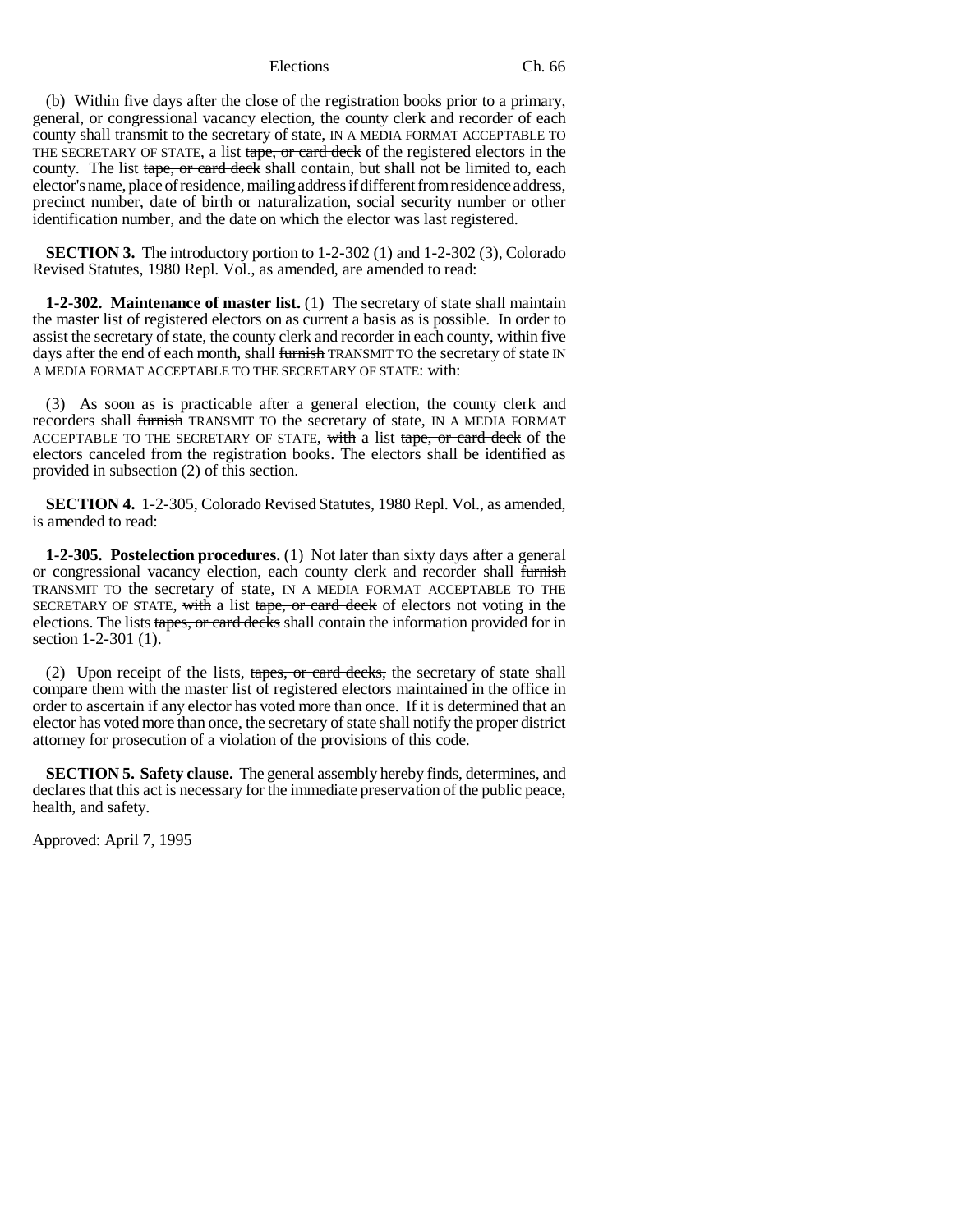(b) Within five days after the close of the registration books prior to a primary, general, or congressional vacancy election, the county clerk and recorder of each county shall transmit to the secretary of state, IN A MEDIA FORMAT ACCEPTABLE TO THE SECRETARY OF STATE, a list ~~tape, or card deck~~ of the registered electors in the county. The list ~~tape, or card deck~~ shall contain, but shall not be limited to, each elector's name, place of residence, mailing address if different from residence address, precinct number, date of birth or naturalization, social security number or other identification number, and the date on which the elector was last registered.

**SECTION 3.** The introductory portion to 1-2-302 (1) and 1-2-302 (3), Colorado Revised Statutes, 1980 Repl. Vol., as amended, are amended to read:

**1-2-302. Maintenance of master list.** (1) The secretary of state shall maintain the master list of registered electors on as current a basis as is possible. In order to assist the secretary of state, the county clerk and recorder in each county, within five days after the end of each month, shall ~~furnish~~ TRANSMIT TO the secretary of state IN A MEDIA FORMAT ACCEPTABLE TO THE SECRETARY OF STATE: ~~with:~~

(3) As soon as is practicable after a general election, the county clerk and recorders shall ~~furnish~~ TRANSMIT TO the secretary of state, IN A MEDIA FORMAT ACCEPTABLE TO THE SECRETARY OF STATE, ~~with~~ a list ~~tape, or card deck~~ of the electors canceled from the registration books. The electors shall be identified as provided in subsection (2) of this section.

**SECTION 4.** 1-2-305, Colorado Revised Statutes, 1980 Repl. Vol., as amended, is amended to read:

**1-2-305. Postelection procedures.** (1) Not later than sixty days after a general or congressional vacancy election, each county clerk and recorder shall ~~furnish~~ TRANSMIT TO the secretary of state, IN A MEDIA FORMAT ACCEPTABLE TO THE SECRETARY OF STATE, ~~with~~ a list ~~tape, or card deck~~ of electors not voting in the elections. The lists ~~tapes, or card decks~~ shall contain the information provided for in section 1-2-301 (1).

(2) Upon receipt of the lists, ~~tapes, or card decks,~~ the secretary of state shall compare them with the master list of registered electors maintained in the office in order to ascertain if any elector has voted more than once. If it is determined that an elector has voted more than once, the secretary of state shall notify the proper district attorney for prosecution of a violation of the provisions of this code.

**SECTION 5. Safety clause.** The general assembly hereby finds, determines, and declares that this act is necessary for the immediate preservation of the public peace, health, and safety.

Approved: April 7, 1995